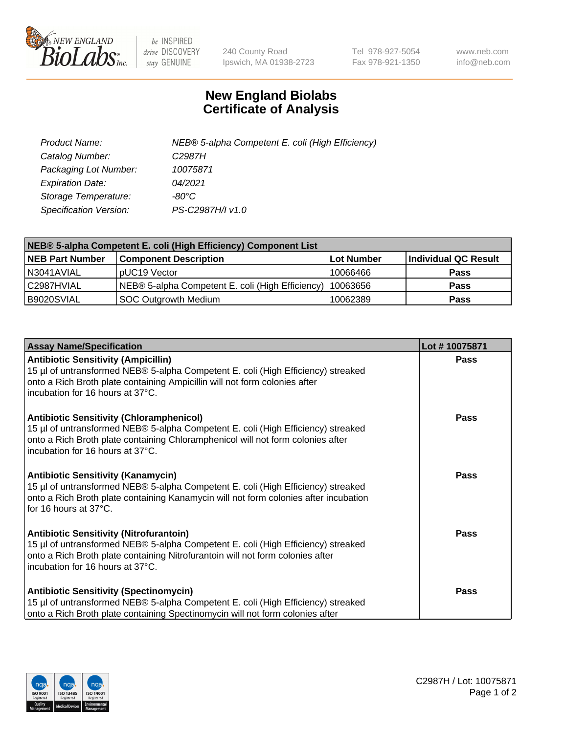240 County Road
Ipswich, MA 01938-2723

Tel 978-927-5054
Fax 978-921-1350

www.neb.com
info@neb.com

# New England Biolabs
# Certificate of Analysis

| | |
|---|---|
| *Product Name:* | *NEB® 5-alpha Competent E. coli (High Efficiency)* |
| *Catalog Number:* | *C2987H* |
| *Packaging Lot Number:* | *10075871* |
| *Expiration Date:* | *04/2021* |
| *Storage Temperature:* | *-80°C* |
| *Specification Version:* | *PS-C2987H/I v1.0* |

| **NEB® 5-alpha Competent E. coli (High Efficiency) Component List** | | | |
|---|---|---|---|
| **NEB Part Number** | **Component Description** | **Lot Number** | **Individual QC Result** |
| N3041AVIAL | pUC19 Vector | 10066466 | **Pass** |
| C2987HVIAL | NEB® 5-alpha Competent E. coli (High Efficiency) | 10063656 | **Pass** |
| B9020SVIAL | SOC Outgrowth Medium | 10062389 | **Pass** |

| **Assay Name/Specification** | **Lot # 10075871** |
|---|---|
| **Antibiotic Sensitivity (Ampicillin)**<br>15 µl of untransformed NEB® 5-alpha Competent E. coli (High Efficiency) streaked onto a Rich Broth plate containing Ampicillin will not form colonies after incubation for 16 hours at 37°C. | **Pass** |
| **Antibiotic Sensitivity (Chloramphenicol)**<br>15 µl of untransformed NEB® 5-alpha Competent E. coli (High Efficiency) streaked onto a Rich Broth plate containing Chloramphenicol will not form colonies after incubation for 16 hours at 37°C. | **Pass** |
| **Antibiotic Sensitivity (Kanamycin)**<br>15 µl of untransformed NEB® 5-alpha Competent E. coli (High Efficiency) streaked onto a Rich Broth plate containing Kanamycin will not form colonies after incubation for 16 hours at 37°C. | **Pass** |
| **Antibiotic Sensitivity (Nitrofurantoin)**<br>15 µl of untransformed NEB® 5-alpha Competent E. coli (High Efficiency) streaked onto a Rich Broth plate containing Nitrofurantoin will not form colonies after incubation for 16 hours at 37°C. | **Pass** |
| **Antibiotic Sensitivity (Spectinomycin)**<br>15 µl of untransformed NEB® 5-alpha Competent E. coli (High Efficiency) streaked onto a Rich Broth plate containing Spectinomycin will not form colonies after | **Pass** |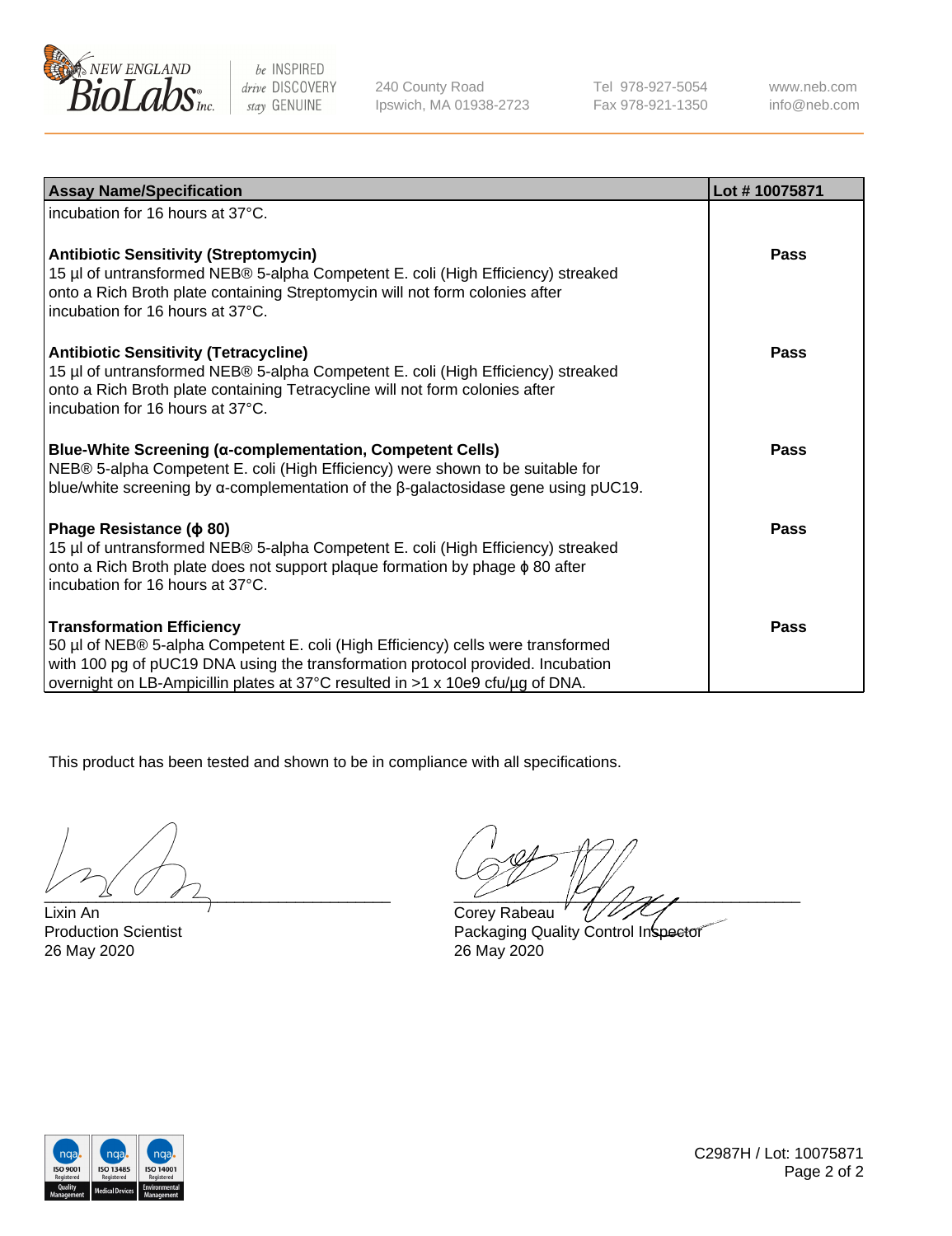| Assay Name/Specification | Lot # 10075871 |
| --- | --- |
| incubation for 16 hours at 37°C. | |
| **Antibiotic Sensitivity (Streptomycin)**<br>15 µl of untransformed NEB® 5-alpha Competent E. coli (High Efficiency) streaked onto a Rich Broth plate containing Streptomycin will not form colonies after incubation for 16 hours at 37°C. | **Pass** |
| **Antibiotic Sensitivity (Tetracycline)**<br>15 µl of untransformed NEB® 5-alpha Competent E. coli (High Efficiency) streaked onto a Rich Broth plate containing Tetracycline will not form colonies after incubation for 16 hours at 37°C. | **Pass** |
| **Blue-White Screening (α-complementation, Competent Cells)**<br>NEB® 5-alpha Competent E. coli (High Efficiency) were shown to be suitable for blue/white screening by α-complementation of the β-galactosidase gene using pUC19. | **Pass** |
| **Phage Resistance (ϕ 80)**<br>15 µl of untransformed NEB® 5-alpha Competent E. coli (High Efficiency) streaked onto a Rich Broth plate does not support plaque formation by phage ϕ 80 after incubation for 16 hours at 37°C. | **Pass** |
| **Transformation Efficiency**<br>50 µl of NEB® 5-alpha Competent E. coli (High Efficiency) cells were transformed with 100 pg of pUC19 DNA using the transformation protocol provided. Incubation overnight on LB-Ampicillin plates at 37°C resulted in >1 x 10e9 cfu/µg of DNA. | **Pass** |

This product has been tested and shown to be in compliance with all specifications.

Lixin An
Production Scientist
26 May 2020

Corey Rabeau
Packaging Quality Control Inspector
26 May 2020

C2987H / Lot: 10075871